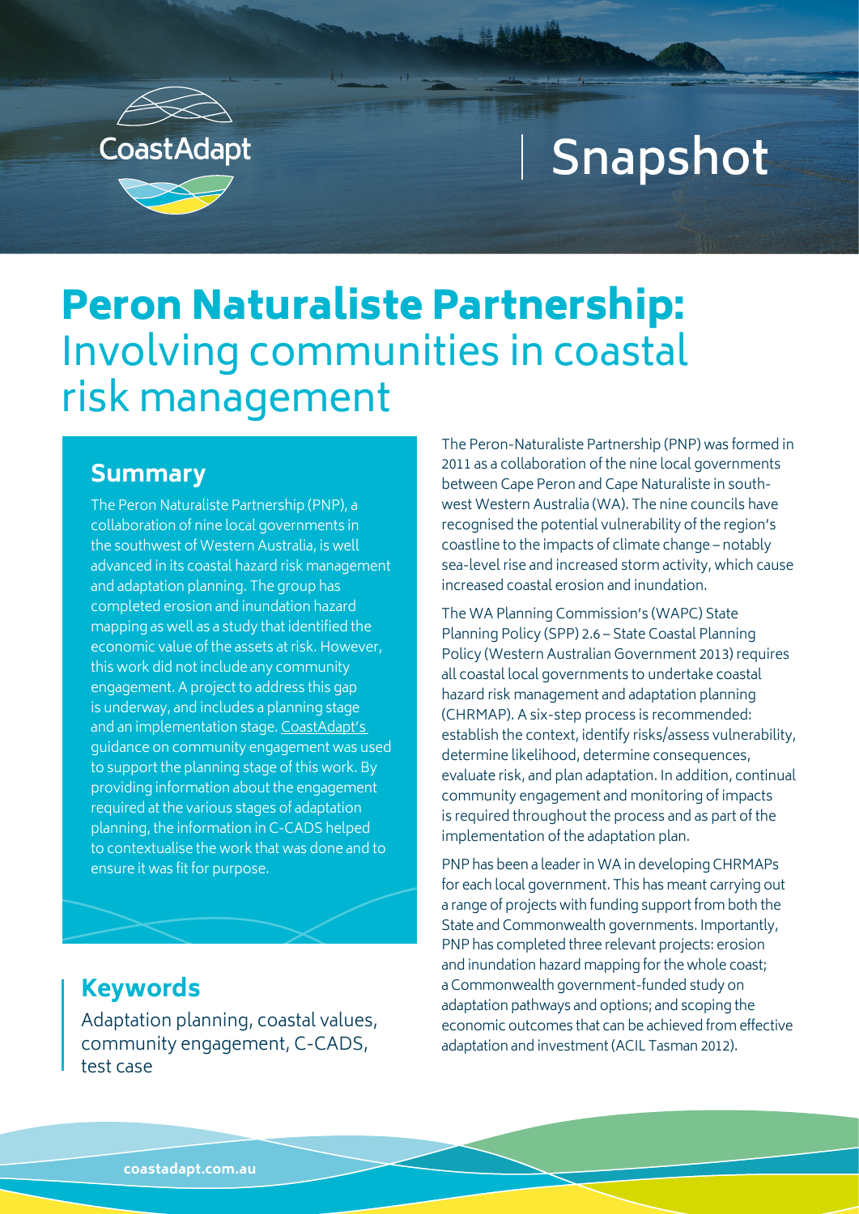CoastAdapt

Snapshot

# Peron Naturaliste Partnership: Involving communities in coastal risk management

## Summary

The Peron Naturaliste Partnership (PNP), a collaboration of nine local governments in the southwest of Western Australia, is well advanced in its coastal hazard risk management and adaptation planning. The group has completed erosion and inundation hazard mapping as well as a study that identified the economic value of the assets at risk. However, this work did not include any community engagement. A project to address this gap is underway, and includes a planning stage and an implementation stage. CoastAdapt's guidance on community engagement was used to support the planning stage of this work. By providing information about the engagement required at the various stages of adaptation planning, the information in C-CADS helped to contextualise the work that was done and to ensure it was fit for purpose.

## Keywords

Adaptation planning, coastal values, community engagement, C-CADS, test case

The Peron-Naturaliste Partnership (PNP) was formed in 2011 as a collaboration of the nine local governments between Cape Peron and Cape Naturaliste in south-west Western Australia (WA). The nine councils have recognised the potential vulnerability of the region's coastline to the impacts of climate change – notably sea-level rise and increased storm activity, which cause increased coastal erosion and inundation.

The WA Planning Commission's (WAPC) State Planning Policy (SPP) 2.6 – State Coastal Planning Policy (Western Australian Government 2013) requires all coastal local governments to undertake coastal hazard risk management and adaptation planning (CHRMAP). A six-step process is recommended: establish the context, identify risks/assess vulnerability, determine likelihood, determine consequences, evaluate risk, and plan adaptation. In addition, continual community engagement and monitoring of impacts is required throughout the process and as part of the implementation of the adaptation plan.

PNP has been a leader in WA in developing CHRMAPs for each local government. This has meant carrying out a range of projects with funding support from both the State and Commonwealth governments. Importantly, PNP has completed three relevant projects: erosion and inundation hazard mapping for the whole coast; a Commonwealth government-funded study on adaptation pathways and options; and scoping the economic outcomes that can be achieved from effective adaptation and investment (ACIL Tasman 2012).

coastadapt.com.au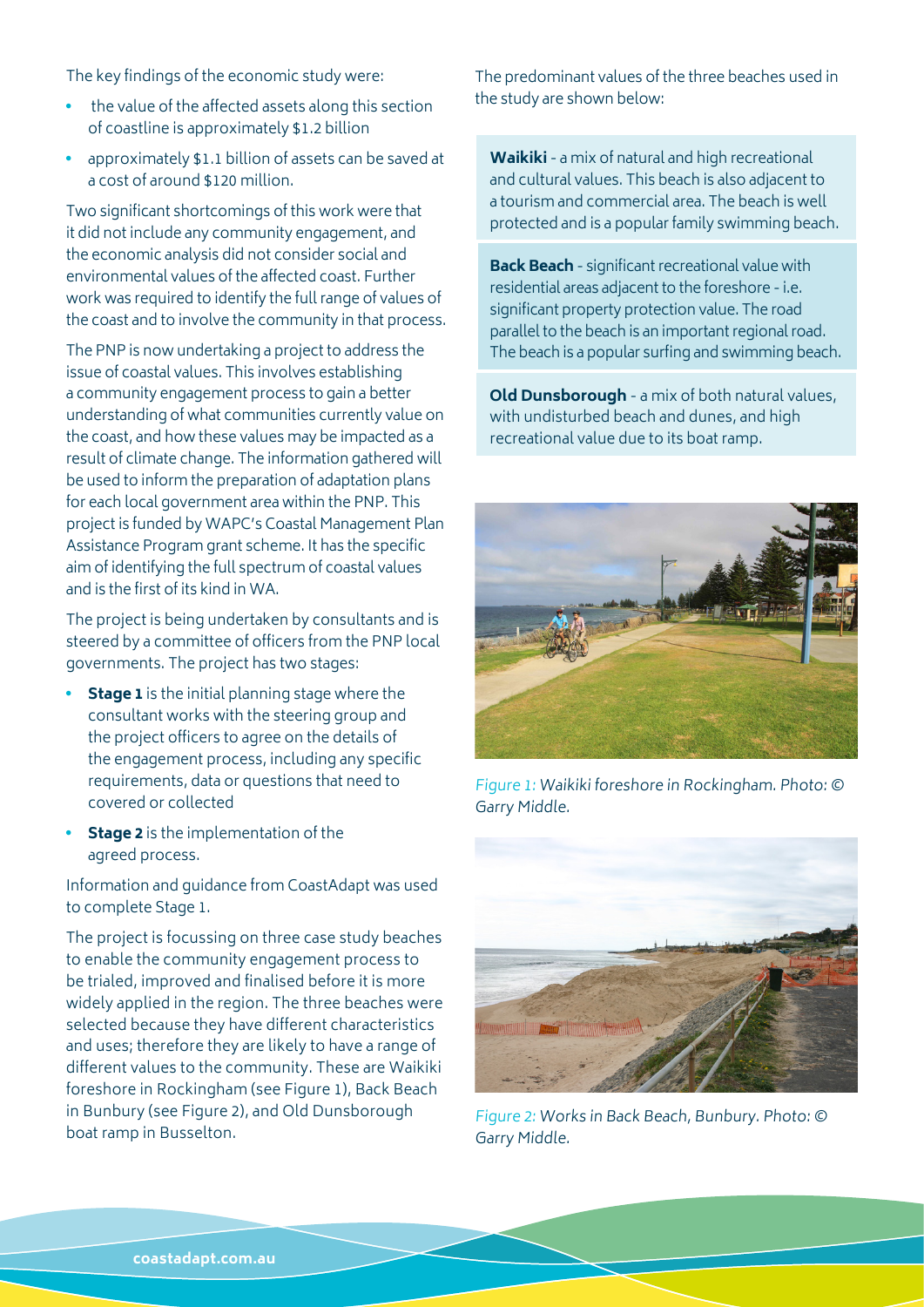The key findings of the economic study were:

- the value of the affected assets along this section of coastline is approximately $1.2 billion
- approximately $1.1 billion of assets can be saved at a cost of around $120 million.

Two significant shortcomings of this work were that it did not include any community engagement, and the economic analysis did not consider social and environmental values of the affected coast. Further work was required to identify the full range of values of the coast and to involve the community in that process.

The PNP is now undertaking a project to address the issue of coastal values. This involves establishing a community engagement process to gain a better understanding of what communities currently value on the coast, and how these values may be impacted as a result of climate change. The information gathered will be used to inform the preparation of adaptation plans for each local government area within the PNP. This project is funded by WAPC's Coastal Management Plan Assistance Program grant scheme. It has the specific aim of identifying the full spectrum of coastal values and is the first of its kind in WA.

The project is being undertaken by consultants and is steered by a committee of officers from the PNP local governments. The project has two stages:

- **Stage 1** is the initial planning stage where the consultant works with the steering group and the project officers to agree on the details of the engagement process, including any specific requirements, data or questions that need to covered or collected
- **Stage 2** is the implementation of the agreed process.

Information and guidance from CoastAdapt was used to complete Stage 1.

The project is focussing on three case study beaches to enable the community engagement process to be trialed, improved and finalised before it is more widely applied in the region. The three beaches were selected because they have different characteristics and uses; therefore they are likely to have a range of different values to the community. These are Waikiki foreshore in Rockingham (see Figure 1), Back Beach in Bunbury (see Figure 2), and Old Dunsborough boat ramp in Busselton.

The predominant values of the three beaches used in the study are shown below:

**Waikiki** - a mix of natural and high recreational and cultural values. This beach is also adjacent to a tourism and commercial area. The beach is well protected and is a popular family swimming beach.

**Back Beach** - significant recreational value with residential areas adjacent to the foreshore - i.e. significant property protection value. The road parallel to the beach is an important regional road. The beach is a popular surfing and swimming beach.

**Old Dunsborough** - a mix of both natural values, with undisturbed beach and dunes, and high recreational value due to its boat ramp.

*Figure 1: Waikiki foreshore in Rockingham. Photo: © Garry Middle.*

*Figure 2: Works in Back Beach, Bunbury. Photo: © Garry Middle.*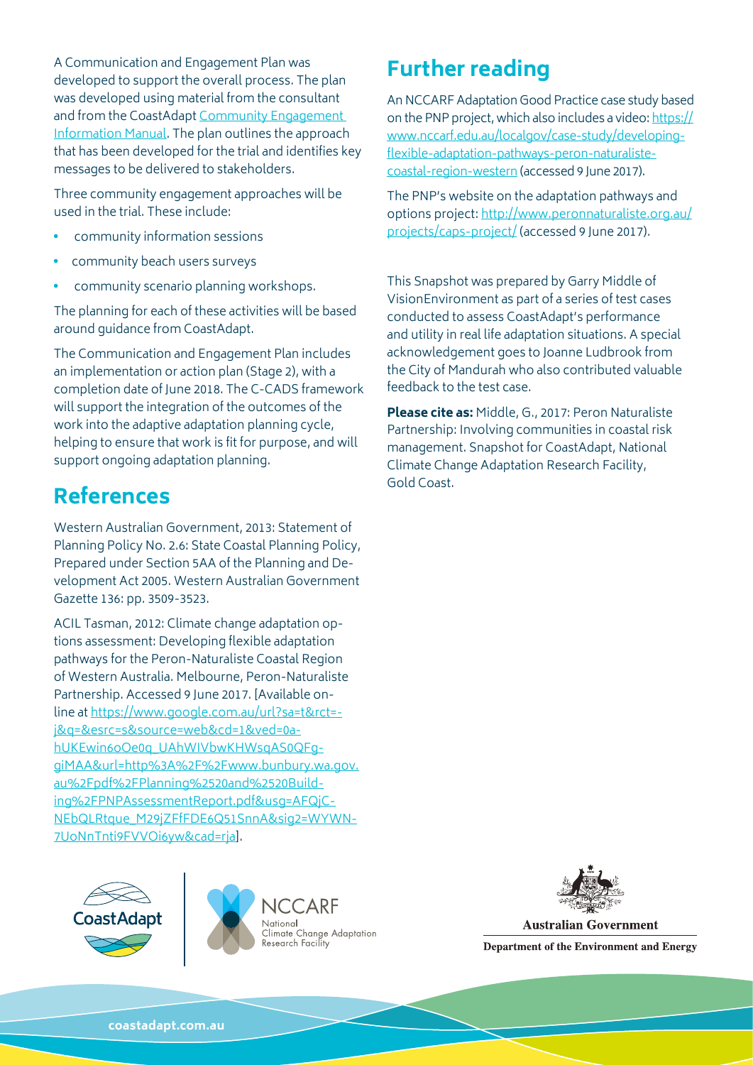A Communication and Engagement Plan was developed to support the overall process. The plan was developed using material from the consultant and from the CoastAdapt Community Engagement Information Manual. The plan outlines the approach that has been developed for the trial and identifies key messages to be delivered to stakeholders.

Three community engagement approaches will be used in the trial. These include:

- community information sessions
- community beach users surveys
- community scenario planning workshops.

The planning for each of these activities will be based around guidance from CoastAdapt.

The Communication and Engagement Plan includes an implementation or action plan (Stage 2), with a completion date of June 2018. The C-CADS framework will support the integration of the outcomes of the work into the adaptive adaptation planning cycle, helping to ensure that work is fit for purpose, and will support ongoing adaptation planning.

## References

Western Australian Government, 2013: Statement of Planning Policy No. 2.6: State Coastal Planning Policy, Prepared under Section 5AA of the Planning and Development Act 2005. Western Australian Government Gazette 136: pp. 3509-3523.

ACIL Tasman, 2012: Climate change adaptation options assessment: Developing flexible adaptation pathways for the Peron-Naturaliste Coastal Region of Western Australia. Melbourne, Peron-Naturaliste Partnership. Accessed 9 June 2017. [Available online at https://www.google.com.au/url?sa=t&rct=j&q=&esrc=s&source=web&cd=1&ved=0ahUKEwin6oOe0q_UAhWIVbwKHWsqAS0QFggiMAA&url=http%3A%2F%2Fwww.bunbury.wa.gov.au%2Fpdf%2FPlanning%2520and%2520Building%2FPNPAssessmentReport.pdf&usg=AFQjCNEbQLRtque_M29jZFfFDE6Q51SnnA&sig2=WYWN-7UoNnTnti9FVVOi6yw&cad=rja].

## Further reading

An NCCARF Adaptation Good Practice case study based on the PNP project, which also includes a video: https://www.nccarf.edu.au/localgov/case-study/developing-flexible-adaptation-pathways-peron-naturaliste-coastal-region-western (accessed 9 June 2017).

The PNP's website on the adaptation pathways and options project: http://www.peronnaturaliste.org.au/projects/caps-project/ (accessed 9 June 2017).

This Snapshot was prepared by Garry Middle of VisionEnvironment as part of a series of test cases conducted to assess CoastAdapt's performance and utility in real life adaptation situations. A special acknowledgement goes to Joanne Ludbrook from the City of Mandurah who also contributed valuable feedback to the test case.

**Please cite as:** Middle, G., 2017: Peron Naturaliste Partnership: Involving communities in coastal risk management. Snapshot for CoastAdapt, National Climate Change Adaptation Research Facility, Gold Coast.